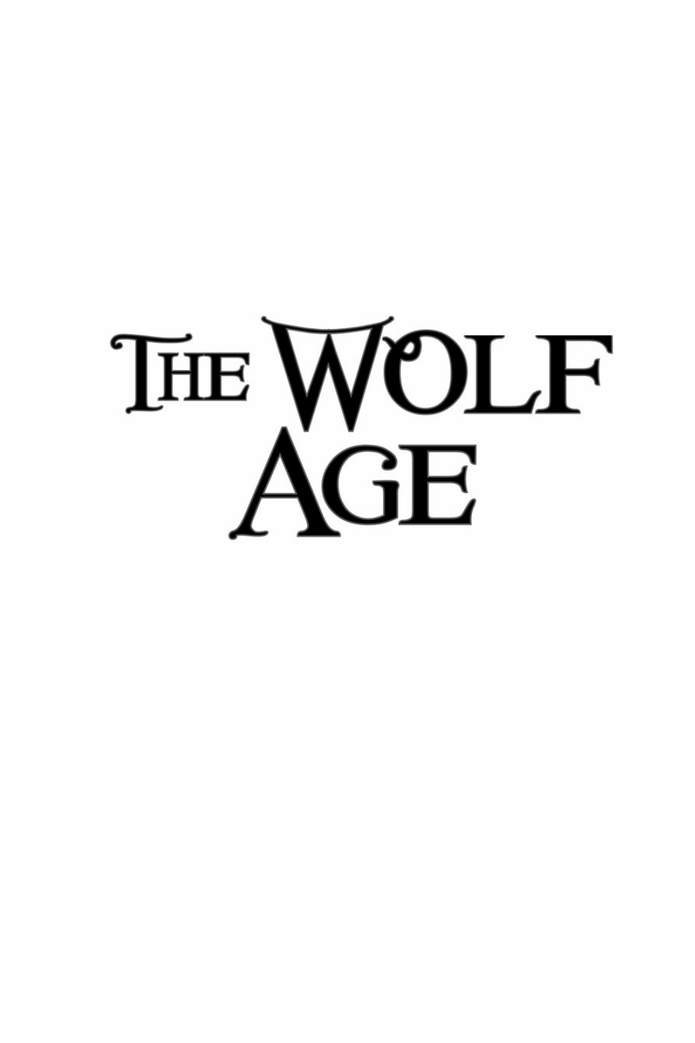# The Wolf Age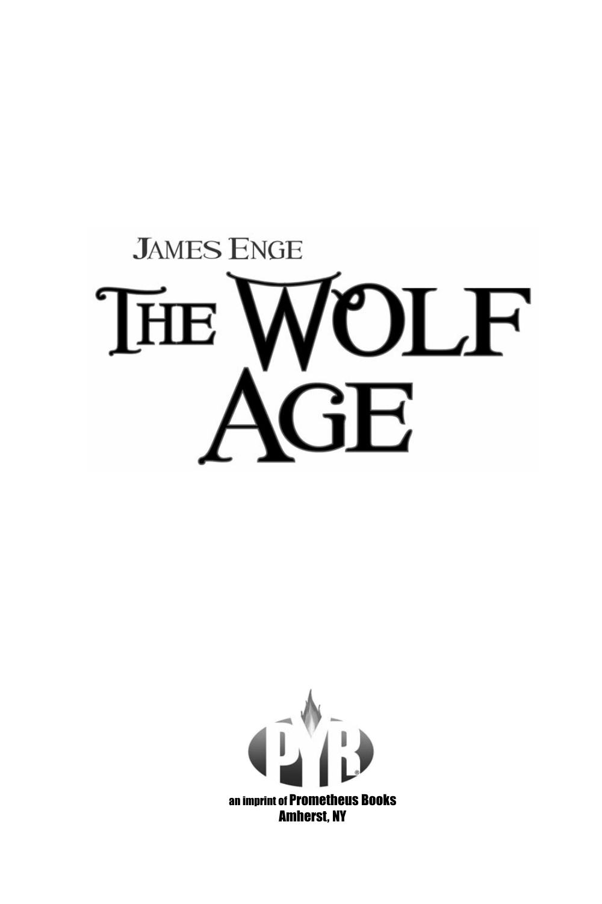JAMES ENGE

# THE WOLF AGE

PYR®

an imprint of Prometheus Books
Amherst, NY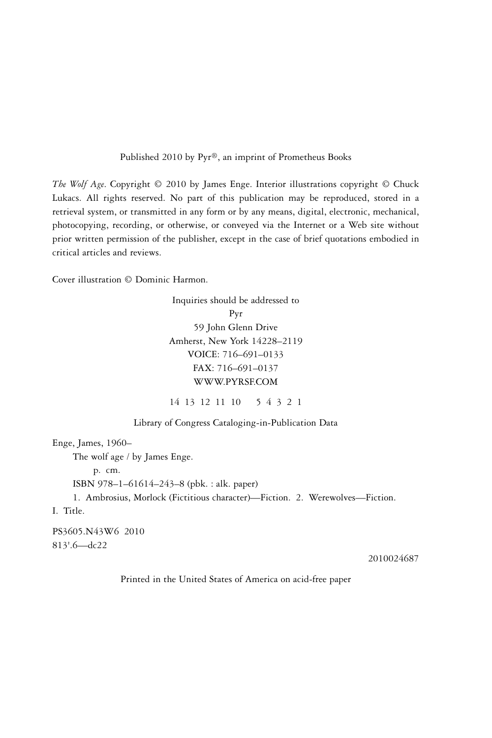Published 2010 by Pyr®, an imprint of Prometheus Books

*The Wolf Age*. Copyright © 2010 by James Enge. Interior illustrations copyright © Chuck Lukacs. All rights reserved. No part of this publication may be reproduced, stored in a retrieval system, or transmitted in any form or by any means, digital, electronic, mechanical, photocopying, recording, or otherwise, or conveyed via the Internet or a Web site without prior written permission of the publisher, except in the case of brief quotations embodied in critical articles and reviews.

Cover illustration © Dominic Harmon.

Inquiries should be addressed to
Pyr
59 John Glenn Drive
Amherst, New York 14228–2119
VOICE: 716–691–0133
FAX: 716–691–0137
WWW.PYRSF.COM

14 13 12 11 10 5 4 3 2 1

Library of Congress Cataloging-in-Publication Data

Enge, James, 1960–
The wolf age / by James Enge.
p. cm.
ISBN 978–1–61614–243–8 (pbk. : alk. paper)
1. Ambrosius, Morlock (Fictitious character)—Fiction. 2. Werewolves—Fiction.
I. Title.

PS3605.N43W6 2010
813'.6—dc22

2010024687

Printed in the United States of America on acid-free paper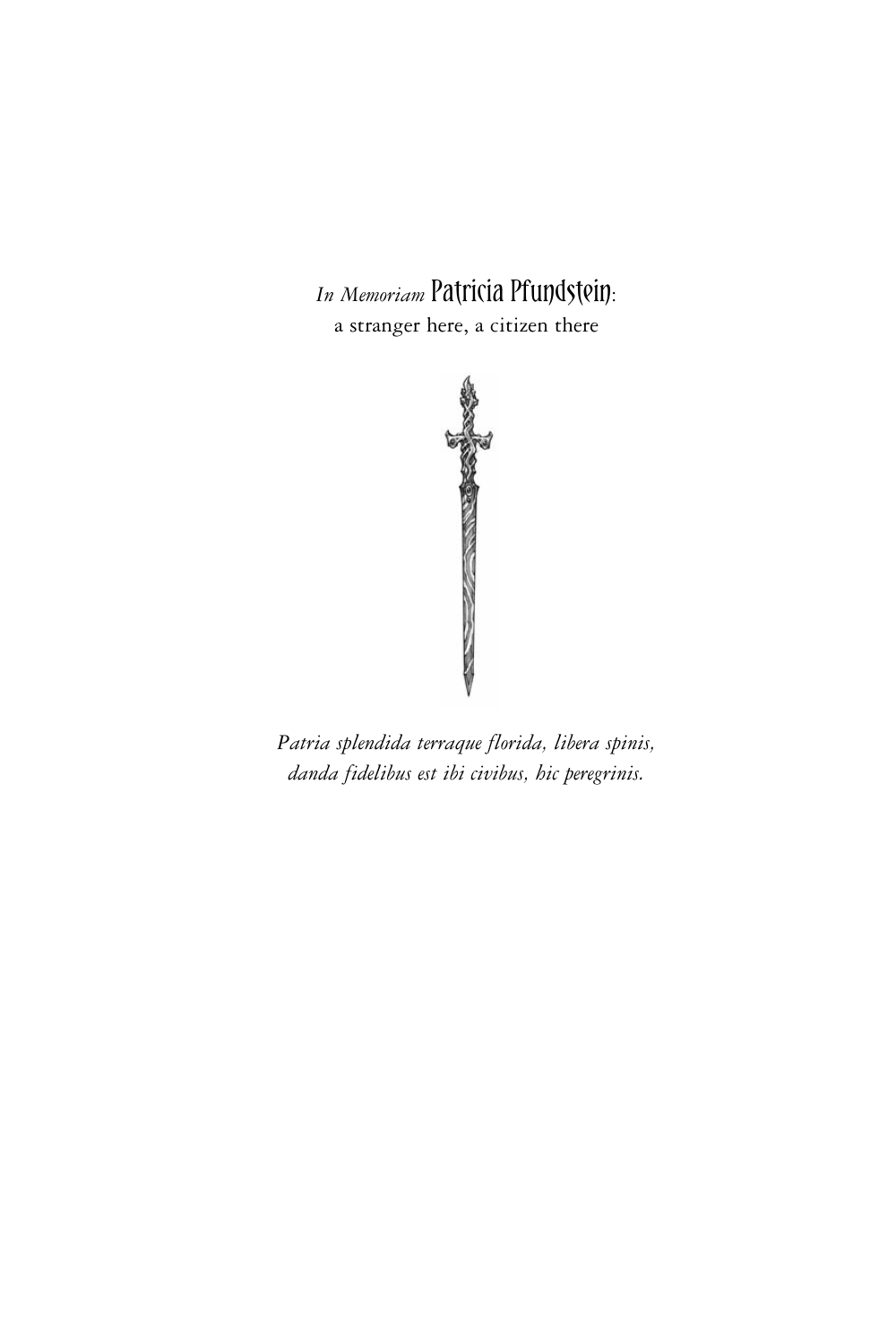*In Memoriam* Patricia Pfundstein:
a stranger here, a citizen there

*Patria splendida terraque florida, libera spinis,*
*danda fidelibus est ibi civibus, hic peregrinis.*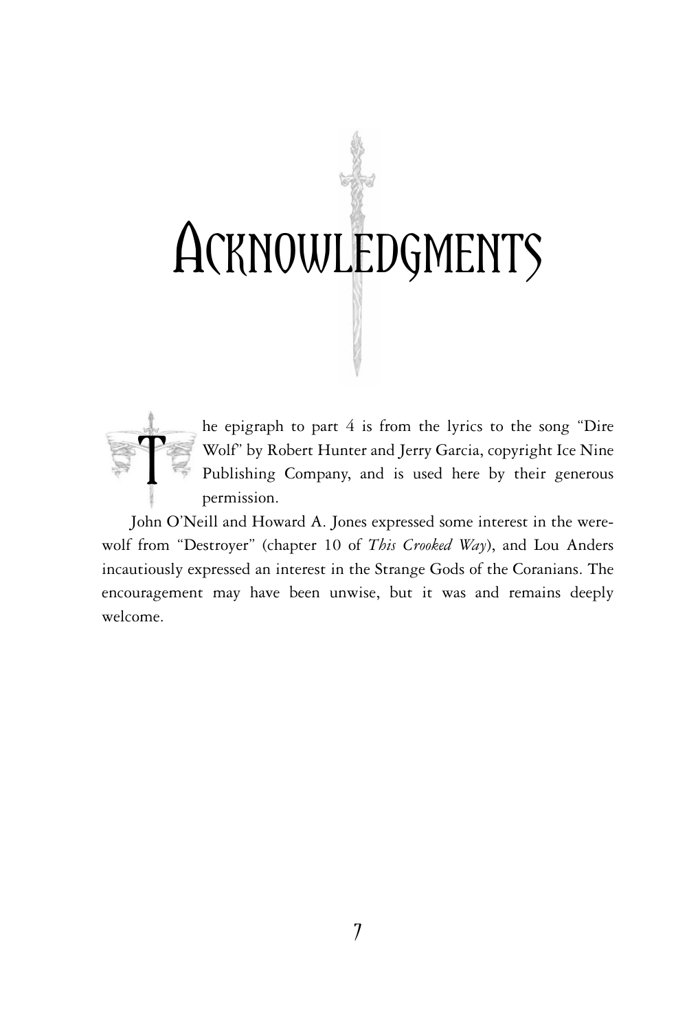# Acknowledgments

The epigraph to part 4 is from the lyrics to the song "Dire Wolf" by Robert Hunter and Jerry Garcia, copyright Ice Nine Publishing Company, and is used here by their generous permission.

John O'Neill and Howard A. Jones expressed some interest in the werewolf from "Destroyer" (chapter 10 of *This Crooked Way*), and Lou Anders incautiously expressed an interest in the Strange Gods of the Coranians. The encouragement may have been unwise, but it was and remains deeply welcome.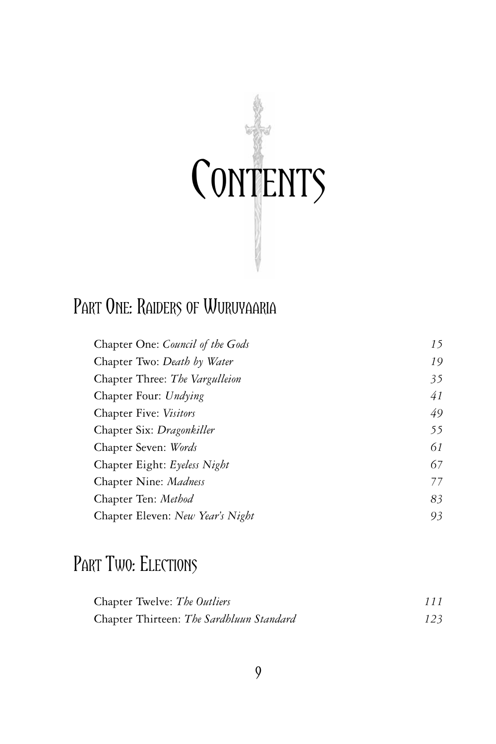# Contents

## Part One: Raiders of Wuruyaaria

| | |
|---|---|
| Chapter One: *Council of the Gods* | *15* |
| Chapter Two: *Death by Water* | *19* |
| Chapter Three: *The Vargulleion* | *35* |
| Chapter Four: *Undying* | *41* |
| Chapter Five: *Visitors* | *49* |
| Chapter Six: *Dragonkiller* | *55* |
| Chapter Seven: *Words* | *61* |
| Chapter Eight: *Eyeless Night* | *67* |
| Chapter Nine: *Madness* | *77* |
| Chapter Ten: *Method* | *83* |
| Chapter Eleven: *New Year's Night* | *93* |

## Part Two: Elections

| | |
|---|---|
| Chapter Twelve: *The Outliers* | *111* |
| Chapter Thirteen: *The Sardhluun Standard* | *123* |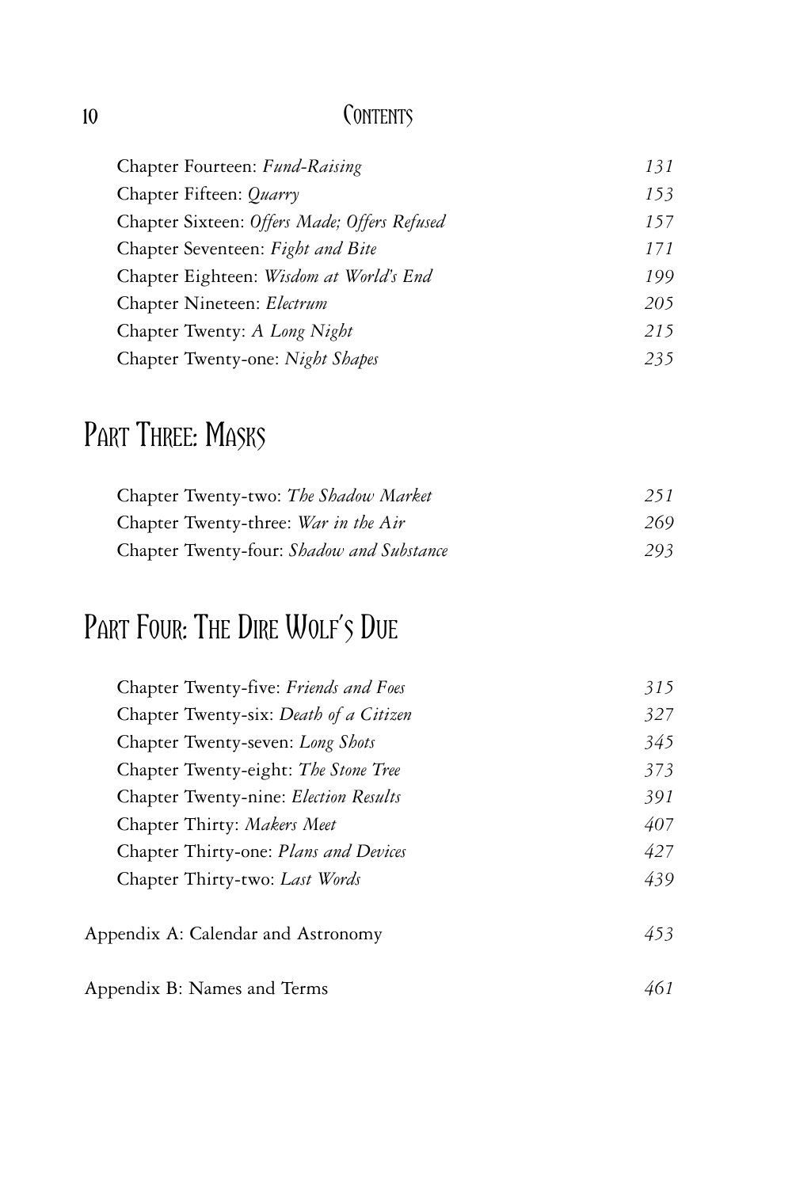| | |
|---|---|
| Chapter Fourteen: *Fund-Raising* | *131* |
| Chapter Fifteen: *Quarry* | *153* |
| Chapter Sixteen: *Offers Made; Offers Refused* | *157* |
| Chapter Seventeen: *Fight and Bite* | *171* |
| Chapter Eighteen: *Wisdom at World's End* | *199* |
| Chapter Nineteen: *Electrum* | *205* |
| Chapter Twenty: *A Long Night* | *215* |
| Chapter Twenty-one: *Night Shapes* | *235* |

## Part Three: Masks

| | |
|---|---|
| Chapter Twenty-two: *The Shadow Market* | *251* |
| Chapter Twenty-three: *War in the Air* | *269* |
| Chapter Twenty-four: *Shadow and Substance* | *293* |

## Part Four: The Dire Wolf's Due

| | |
|---|---|
| Chapter Twenty-five: *Friends and Foes* | *315* |
| Chapter Twenty-six: *Death of a Citizen* | *327* |
| Chapter Twenty-seven: *Long Shots* | *345* |
| Chapter Twenty-eight: *The Stone Tree* | *373* |
| Chapter Twenty-nine: *Election Results* | *391* |
| Chapter Thirty: *Makers Meet* | *407* |
| Chapter Thirty-one: *Plans and Devices* | *427* |
| Chapter Thirty-two: *Last Words* | *439* |

| | |
|---|---|
| Appendix A: Calendar and Astronomy | *453* |
| Appendix B: Names and Terms | *461* |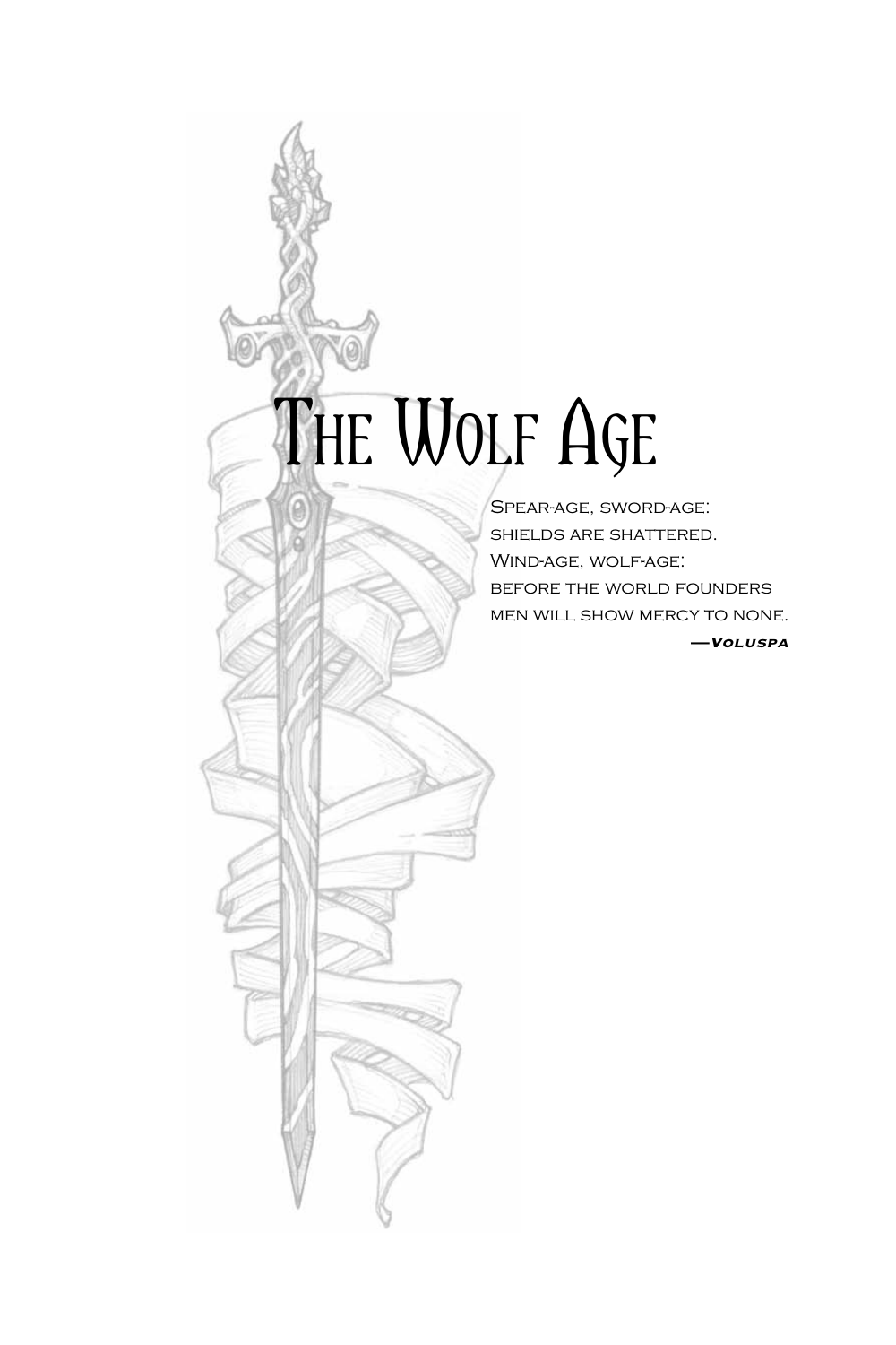# The Wolf Age

Spear-age, sword-age:
shields are shattered.
Wind-age, wolf-age:
before the world founders
men will show mercy to none.

—***Voluspa***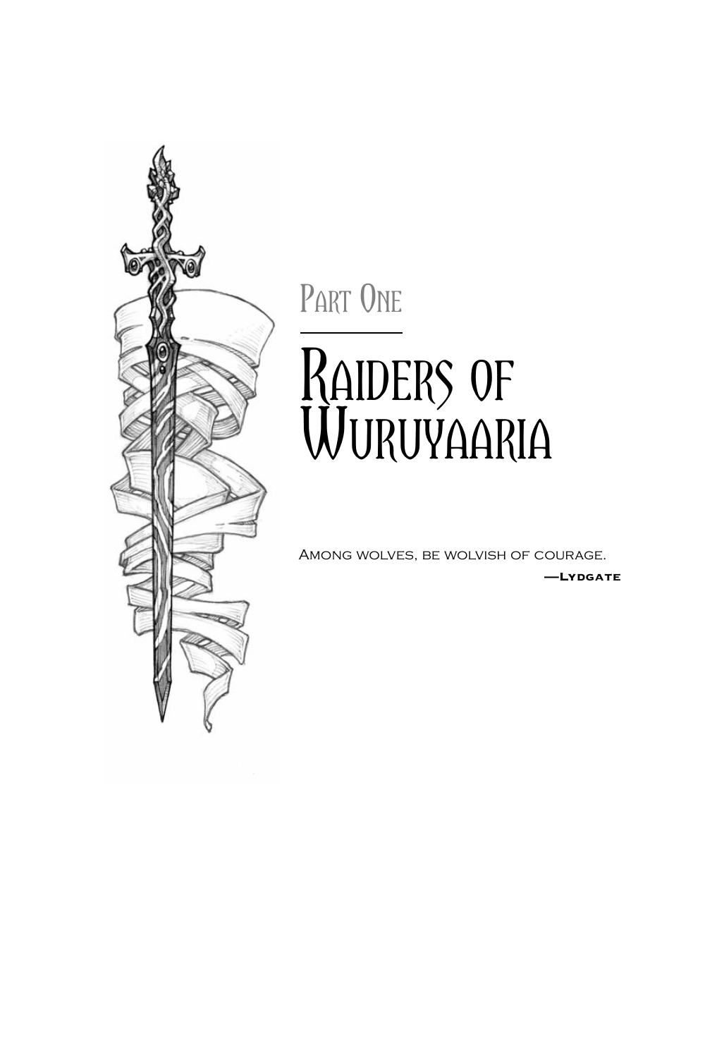# Part One

# Raiders of Wuruyaaria

Among wolves, be wolvish of courage.

—Lydgate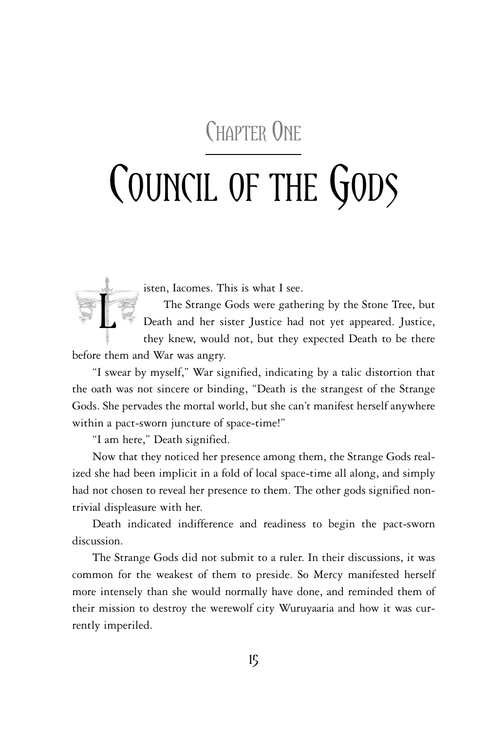# Chapter One

# Council of the Gods

Listen, Iacomes. This is what I see.

The Strange Gods were gathering by the Stone Tree, but Death and her sister Justice had not yet appeared. Justice, they knew, would not, but they expected Death to be there before them and War was angry.

"I swear by myself," War signified, indicating by a talic distortion that the oath was not sincere or binding, "Death is the strangest of the Strange Gods. She pervades the mortal world, but she can't manifest herself anywhere within a pact-sworn juncture of space-time!"

"I am here," Death signified.

Now that they noticed her presence among them, the Strange Gods realized she had been implicit in a fold of local space-time all along, and simply had not chosen to reveal her presence to them. The other gods signified nontrivial displeasure with her.

Death indicated indifference and readiness to begin the pact-sworn discussion.

The Strange Gods did not submit to a ruler. In their discussions, it was common for the weakest of them to preside. So Mercy manifested herself more intensely than she would normally have done, and reminded them of their mission to destroy the werewolf city Wuruyaaria and how it was currently imperiled.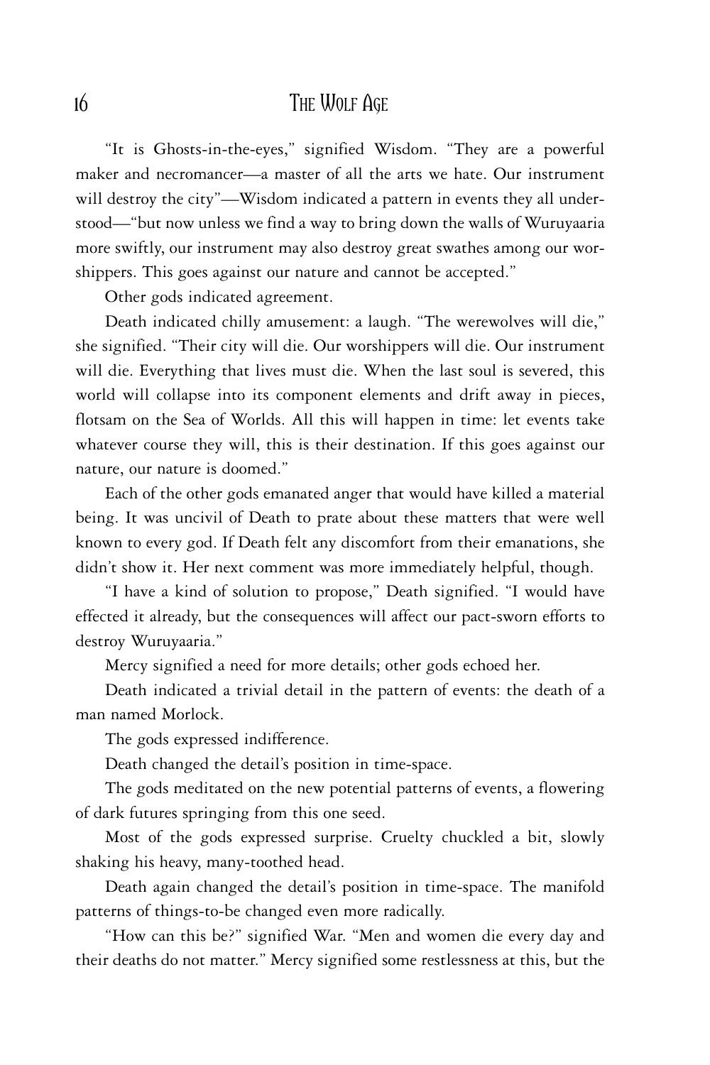"It is Ghosts-in-the-eyes," signified Wisdom. "They are a powerful maker and necromancer—a master of all the arts we hate. Our instrument will destroy the city"—Wisdom indicated a pattern in events they all understood—"but now unless we find a way to bring down the walls of Wuruyaaria more swiftly, our instrument may also destroy great swathes among our worshippers. This goes against our nature and cannot be accepted."

Other gods indicated agreement.

Death indicated chilly amusement: a laugh. "The werewolves will die," she signified. "Their city will die. Our worshippers will die. Our instrument will die. Everything that lives must die. When the last soul is severed, this world will collapse into its component elements and drift away in pieces, flotsam on the Sea of Worlds. All this will happen in time: let events take whatever course they will, this is their destination. If this goes against our nature, our nature is doomed."

Each of the other gods emanated anger that would have killed a material being. It was uncivil of Death to prate about these matters that were well known to every god. If Death felt any discomfort from their emanations, she didn't show it. Her next comment was more immediately helpful, though.

"I have a kind of solution to propose," Death signified. "I would have effected it already, but the consequences will affect our pact-sworn efforts to destroy Wuruyaaria."

Mercy signified a need for more details; other gods echoed her.

Death indicated a trivial detail in the pattern of events: the death of a man named Morlock.

The gods expressed indifference.

Death changed the detail's position in time-space.

The gods meditated on the new potential patterns of events, a flowering of dark futures springing from this one seed.

Most of the gods expressed surprise. Cruelty chuckled a bit, slowly shaking his heavy, many-toothed head.

Death again changed the detail's position in time-space. The manifold patterns of things-to-be changed even more radically.

"How can this be?" signified War. "Men and women die every day and their deaths do not matter." Mercy signified some restlessness at this, but the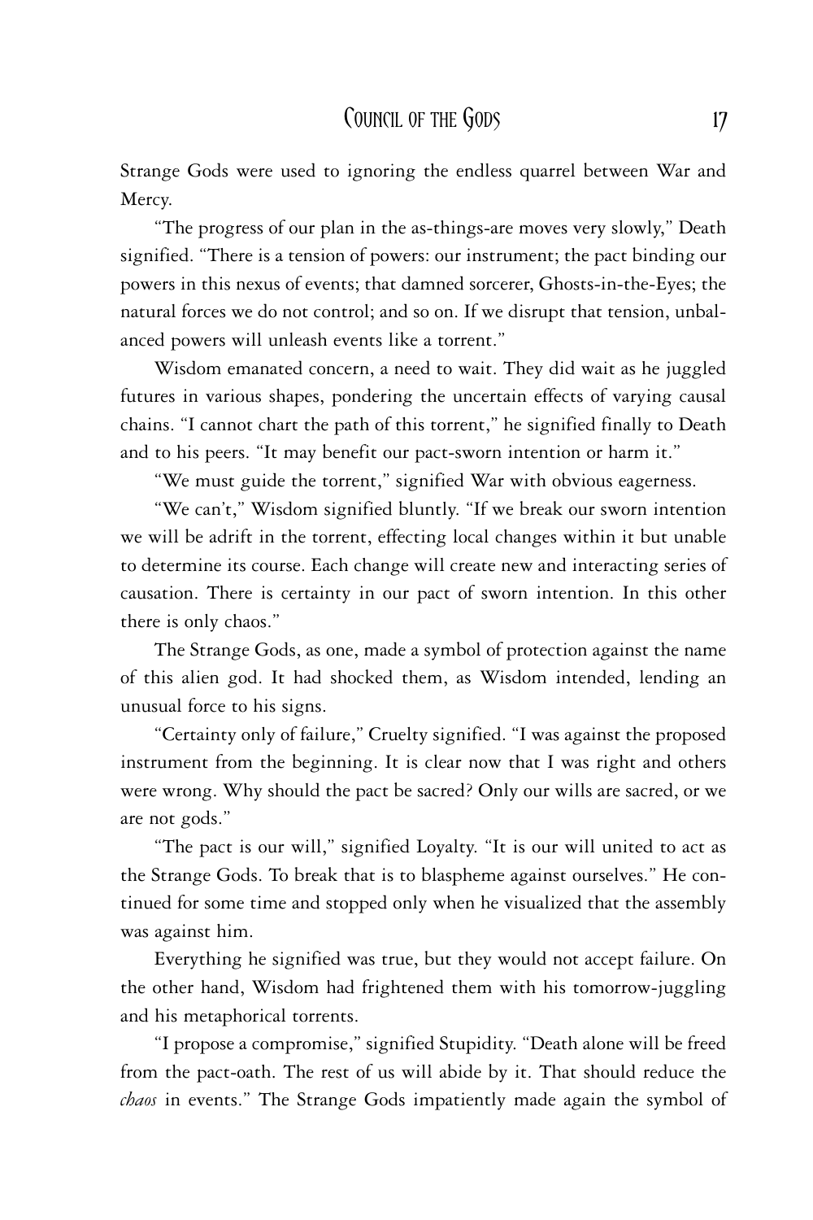Strange Gods were used to ignoring the endless quarrel between War and Mercy.

"The progress of our plan in the as-things-are moves very slowly," Death signified. "There is a tension of powers: our instrument; the pact binding our powers in this nexus of events; that damned sorcerer, Ghosts-in-the-Eyes; the natural forces we do not control; and so on. If we disrupt that tension, unbalanced powers will unleash events like a torrent."

Wisdom emanated concern, a need to wait. They did wait as he juggled futures in various shapes, pondering the uncertain effects of varying causal chains. "I cannot chart the path of this torrent," he signified finally to Death and to his peers. "It may benefit our pact-sworn intention or harm it."

"We must guide the torrent," signified War with obvious eagerness.

"We can't," Wisdom signified bluntly. "If we break our sworn intention we will be adrift in the torrent, effecting local changes within it but unable to determine its course. Each change will create new and interacting series of causation. There is certainty in our pact of sworn intention. In this other there is only chaos."

The Strange Gods, as one, made a symbol of protection against the name of this alien god. It had shocked them, as Wisdom intended, lending an unusual force to his signs.

"Certainty only of failure," Cruelty signified. "I was against the proposed instrument from the beginning. It is clear now that I was right and others were wrong. Why should the pact be sacred? Only our wills are sacred, or we are not gods."

"The pact is our will," signified Loyalty. "It is our will united to act as the Strange Gods. To break that is to blaspheme against ourselves." He continued for some time and stopped only when he visualized that the assembly was against him.

Everything he signified was true, but they would not accept failure. On the other hand, Wisdom had frightened them with his tomorrow-juggling and his metaphorical torrents.

"I propose a compromise," signified Stupidity. "Death alone will be freed from the pact-oath. The rest of us will abide by it. That should reduce the *chaos* in events." The Strange Gods impatiently made again the symbol of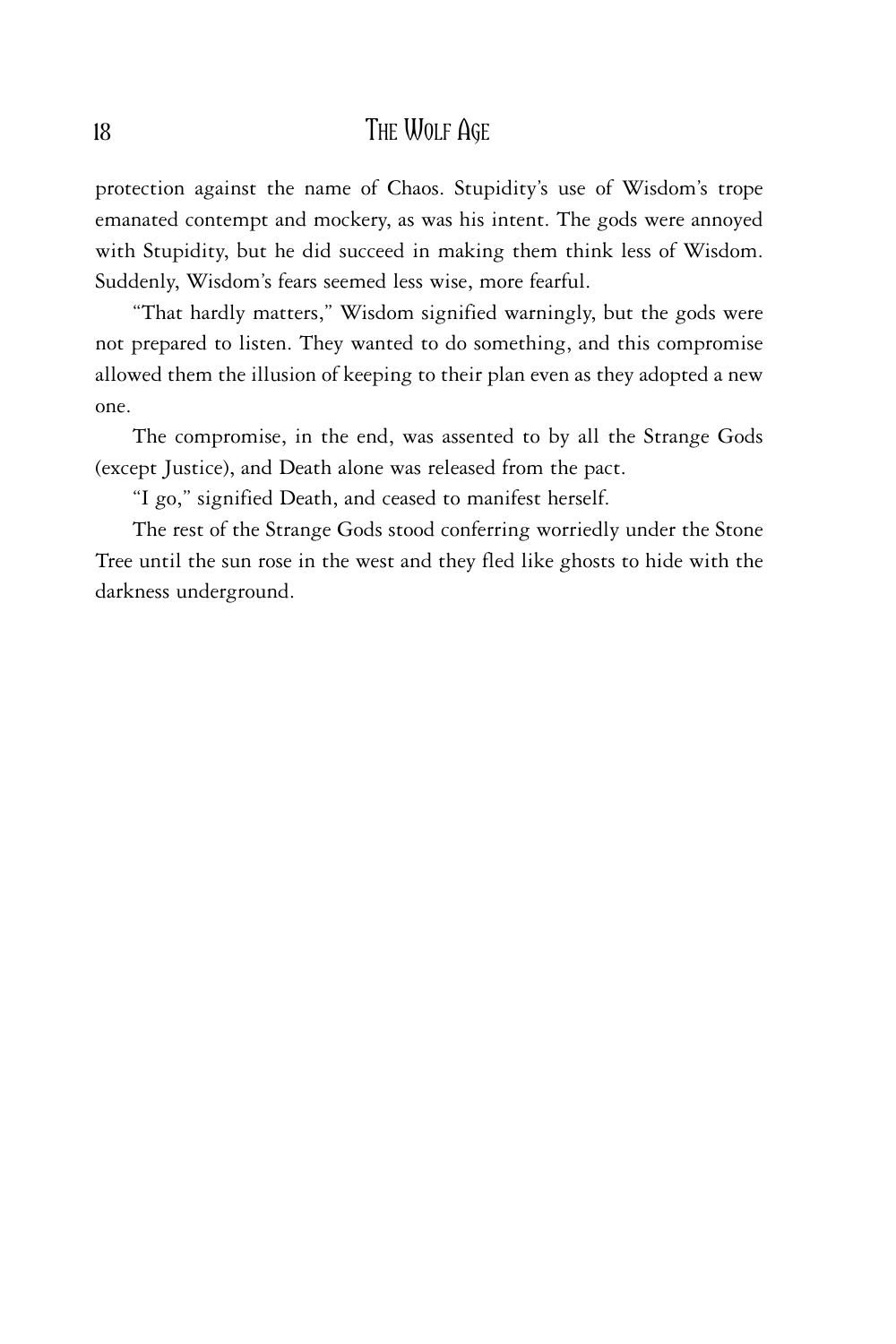protection against the name of Chaos. Stupidity's use of Wisdom's trope emanated contempt and mockery, as was his intent. The gods were annoyed with Stupidity, but he did succeed in making them think less of Wisdom. Suddenly, Wisdom's fears seemed less wise, more fearful.

"That hardly matters," Wisdom signified warningly, but the gods were not prepared to listen. They wanted to do something, and this compromise allowed them the illusion of keeping to their plan even as they adopted a new one.

The compromise, in the end, was assented to by all the Strange Gods (except Justice), and Death alone was released from the pact.

"I go," signified Death, and ceased to manifest herself.

The rest of the Strange Gods stood conferring worriedly under the Stone Tree until the sun rose in the west and they fled like ghosts to hide with the darkness underground.